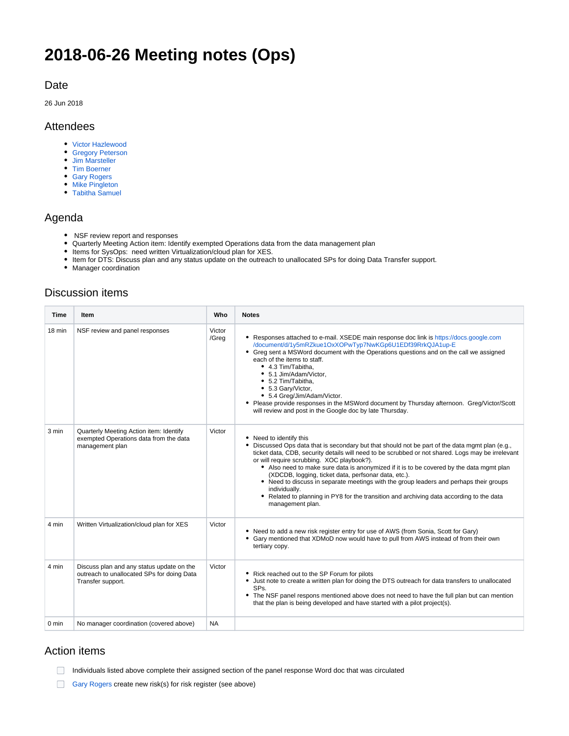# 2018-06-26 Meeting notes (Ops)

## Date

26 Jun 2018

## Attendees

- Victor Hazlewood
- Gregory Peterson
- Jim Marsteller
- Tim Boerner
- Gary Rogers
- Mike Pingleton
- Tabitha Samuel

## Agenda

- NSF review report and responses
- Quarterly Meeting Action item: Identify exempted Operations data from the data management plan
- Items for SysOps: need written Virtualization/cloud plan for XES.
- Item for DTS: Discuss plan and any status update on the outreach to unallocated SPs for doing Data Transfer support.
- Manager coordination

## Discussion items

| Time | Item | Who | Notes |
|---|---|---|---|
| 18 min | NSF review and panel responses | Victor /Greg | • Responses attached to e-mail. XSEDE main response doc link is https://docs.google.com/document/d/1y5mRZkue1OxXOPwTyp7NwKGp6U1EDf39RrkQJA1up-E<br>• Greg sent a MSWord document with the Operations questions and on the call we assigned each of the items to staff.<br>&nbsp;&nbsp;◦ 4.3 Tim/Tabitha,<br>&nbsp;&nbsp;◦ 5.1 Jim/Adam/Victor,<br>&nbsp;&nbsp;◦ 5.2 Tim/Tabitha,<br>&nbsp;&nbsp;◦ 5.3 Gary/Victor,<br>&nbsp;&nbsp;◦ 5.4 Greg/Jim/Adam/Victor.<br>• Please provide responses in the MSWord document by Thursday afternoon. Greg/Victor/Scott will review and post in the Google doc by late Thursday. |
| 3 min | Quarterly Meeting Action item: Identify exempted Operations data from the data management plan | Victor | • Need to identify this<br>• Discussed Ops data that is secondary but that should not be part of the data mgmt plan (e.g., ticket data, CDB, security details will need to be scrubbed or not shared. Logs may be irrelevant or will require scrubbing. XOC playbook?).<br>&nbsp;&nbsp;◦ Also need to make sure data is anonymized if it is to be covered by the data mgmt plan (XDCDB, logging, ticket data, perfsonar data, etc.).<br>&nbsp;&nbsp;◦ Need to discuss in separate meetings with the group leaders and perhaps their groups individually.<br>&nbsp;&nbsp;◦ Related to planning in PY8 for the transition and archiving data according to the data management plan. |
| 4 min | Written Virtualization/cloud plan for XES | Victor | • Need to add a new risk register entry for use of AWS (from Sonia, Scott for Gary)<br>• Gary mentioned that XDMoD now would have to pull from AWS instead of from their own tertiary copy. |
| 4 min | Discuss plan and any status update on the outreach to unallocated SPs for doing Data Transfer support. | Victor | • Rick reached out to the SP Forum for pilots<br>• Just note to create a written plan for doing the DTS outreach for data transfers to unallocated SPs.<br>• The NSF panel respons mentioned above does not need to have the full plan but can mention that the plan is being developed and have started with a pilot project(s). |
| 0 min | No manager coordination (covered above) | NA | |

## Action items

- [ ] Individuals listed above complete their assigned section of the panel response Word doc that was circulated
- [ ] Gary Rogers create new risk(s) for risk register (see above)